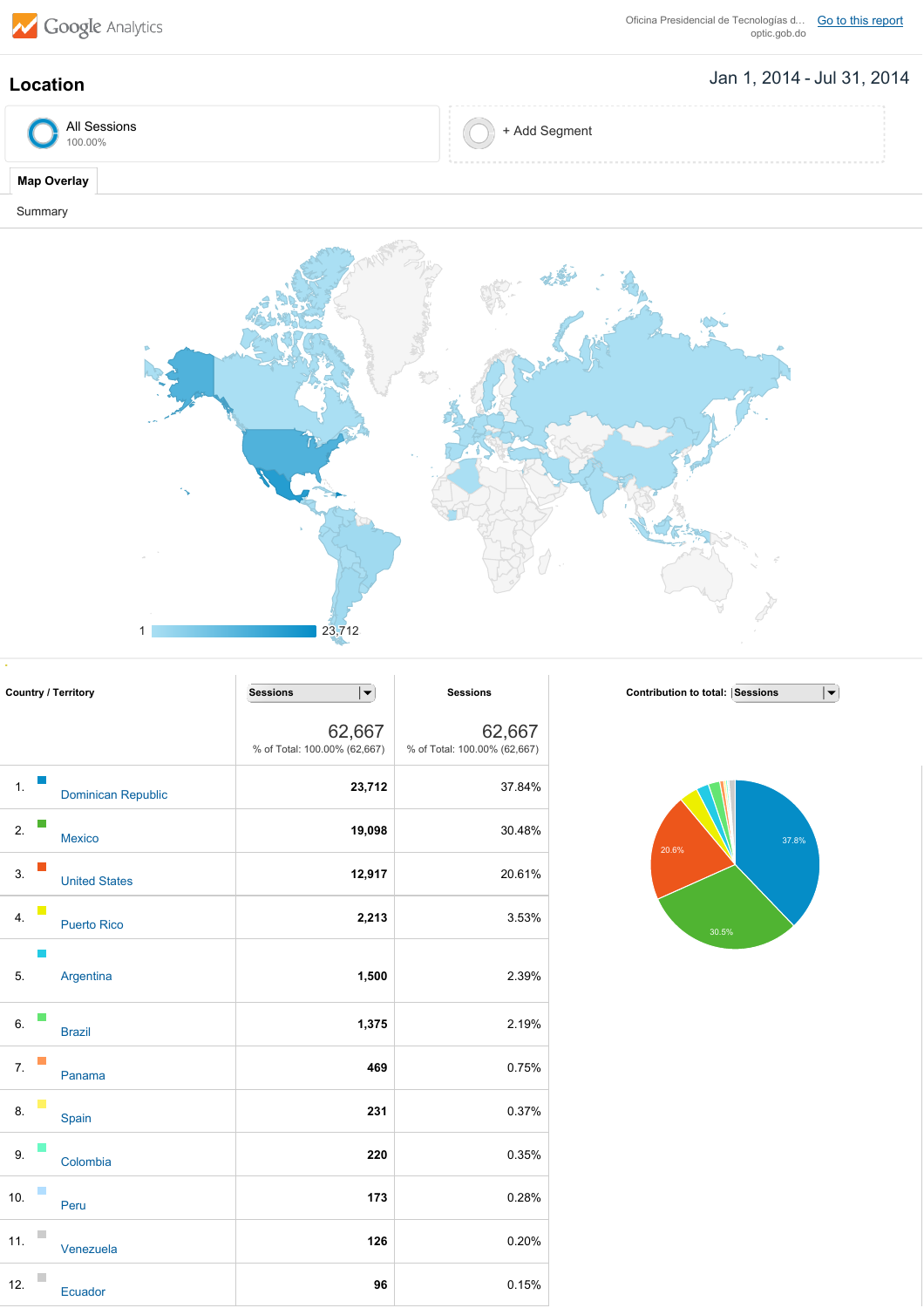Google Analytics

Oficina Presidencial de Tecnologías d... optic.gob.do

Go to this report

# Location

Jan 1, 2014 - Jul 31, 2014

All Sessions
100.00%

+ Add Segment

**Map Overlay**

Summary

1 — 23,712

| Country / Territory | Sessions | Sessions | Contribution to total: Sessions |
|---|---|---|---|
| | 62,667<br>% of Total: 100.00% (62,667) | 62,667<br>% of Total: 100.00% (62,667) | |
| 1. Dominican Republic | 23,712 | 37.84% | |
| 2. Mexico | 19,098 | 30.48% | |
| 3. United States | 12,917 | 20.61% | |
| 4. Puerto Rico | 2,213 | 3.53% | |
| 5. Argentina | 1,500 | 2.39% | |
| 6. Brazil | 1,375 | 2.19% | |
| 7. Panama | 469 | 0.75% | |
| 8. Spain | 231 | 0.37% | |
| 9. Colombia | 220 | 0.35% | |
| 10. Peru | 173 | 0.28% | |
| 11. Venezuela | 126 | 0.20% | |
| 12. Ecuador | 96 | 0.15% | |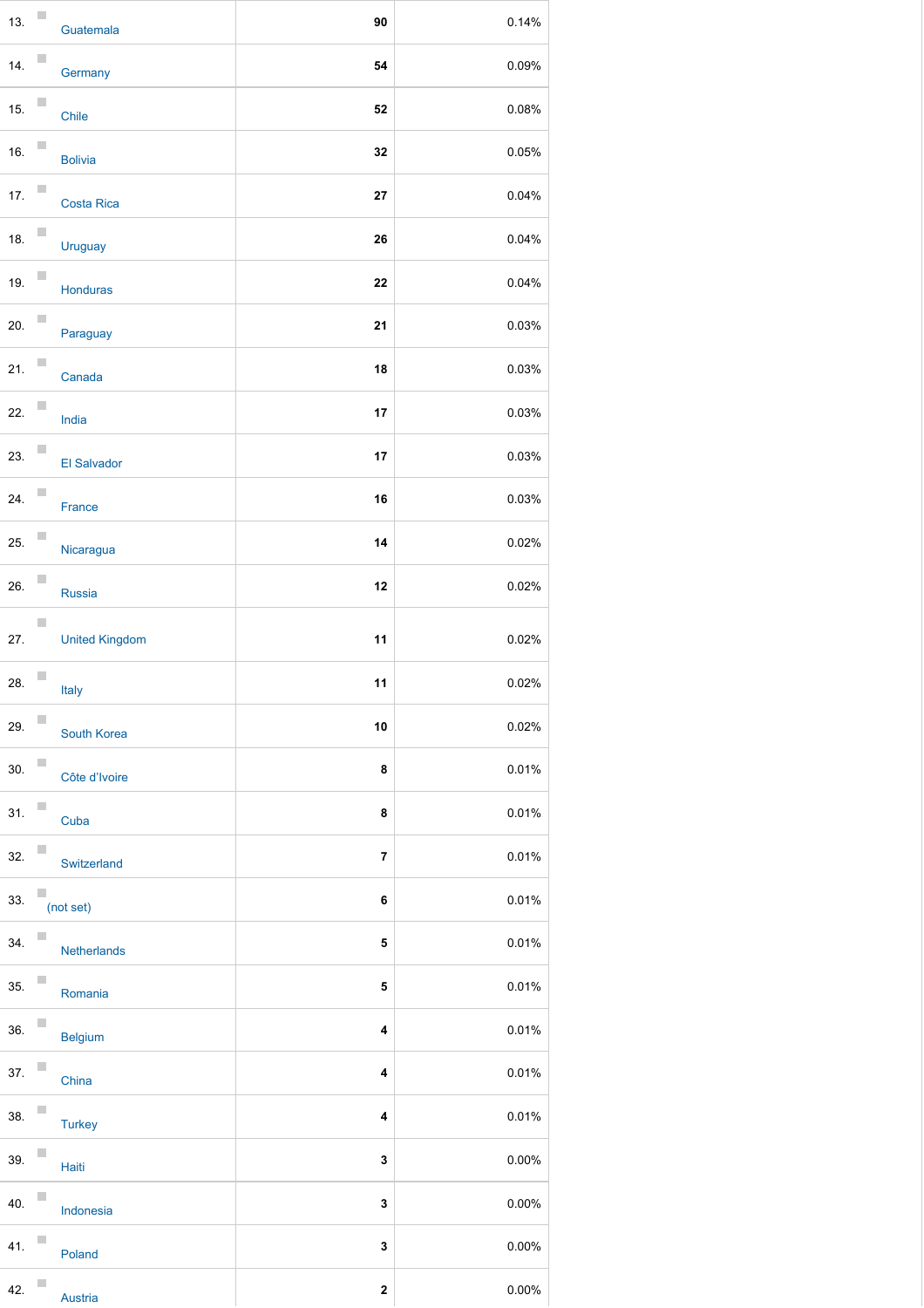| | | | |
|---|---|---|---|
| 13. | Guatemala | 90 | 0.14% |
| 14. | Germany | 54 | 0.09% |
| 15. | Chile | 52 | 0.08% |
| 16. | Bolivia | 32 | 0.05% |
| 17. | Costa Rica | 27 | 0.04% |
| 18. | Uruguay | 26 | 0.04% |
| 19. | Honduras | 22 | 0.04% |
| 20. | Paraguay | 21 | 0.03% |
| 21. | Canada | 18 | 0.03% |
| 22. | India | 17 | 0.03% |
| 23. | El Salvador | 17 | 0.03% |
| 24. | France | 16 | 0.03% |
| 25. | Nicaragua | 14 | 0.02% |
| 26. | Russia | 12 | 0.02% |
| 27. | United Kingdom | 11 | 0.02% |
| 28. | Italy | 11 | 0.02% |
| 29. | South Korea | 10 | 0.02% |
| 30. | Côte d'Ivoire | 8 | 0.01% |
| 31. | Cuba | 8 | 0.01% |
| 32. | Switzerland | 7 | 0.01% |
| 33. | (not set) | 6 | 0.01% |
| 34. | Netherlands | 5 | 0.01% |
| 35. | Romania | 5 | 0.01% |
| 36. | Belgium | 4 | 0.01% |
| 37. | China | 4 | 0.01% |
| 38. | Turkey | 4 | 0.01% |
| 39. | Haiti | 3 | 0.00% |
| 40. | Indonesia | 3 | 0.00% |
| 41. | Poland | 3 | 0.00% |
| 42. | Austria | 2 | 0.00% |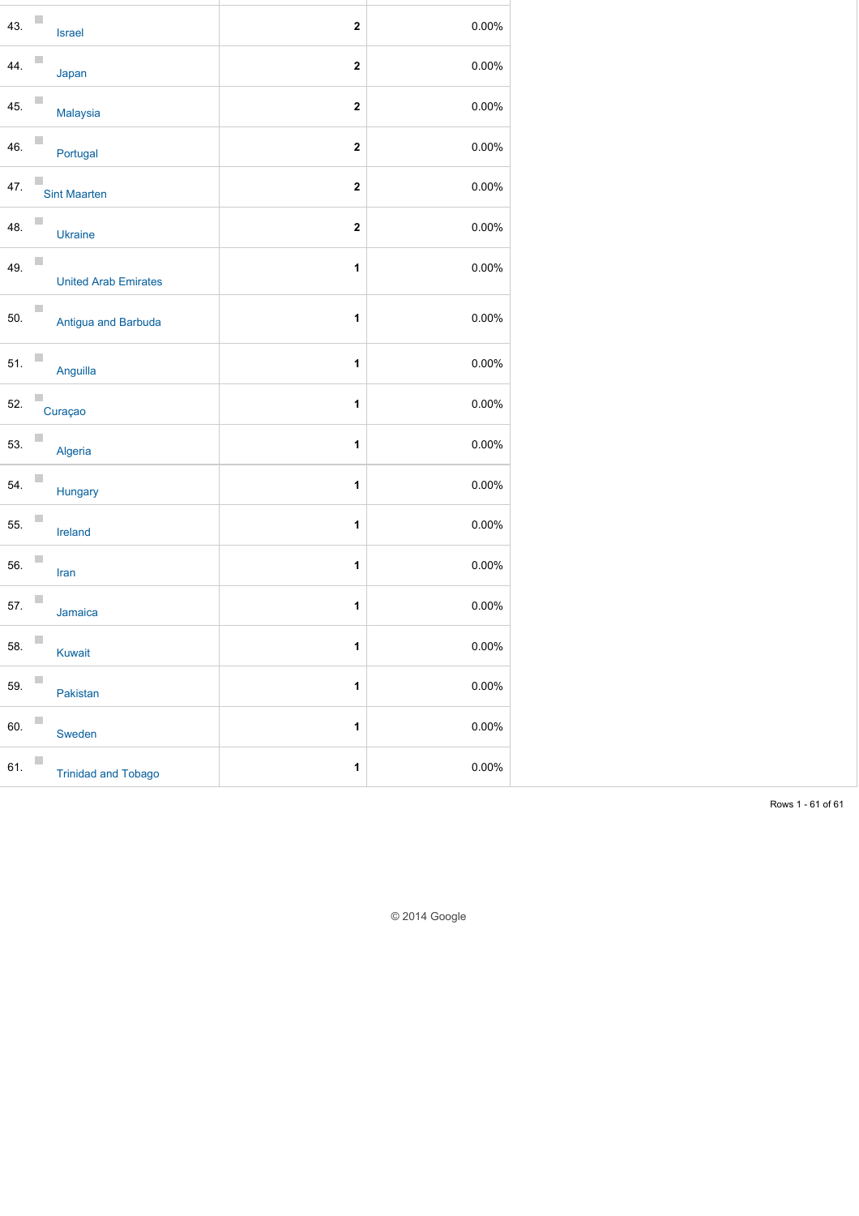| | | | |
|---|---|---|---|
| 43. | Israel | 2 | 0.00% |
| 44. | Japan | 2 | 0.00% |
| 45. | Malaysia | 2 | 0.00% |
| 46. | Portugal | 2 | 0.00% |
| 47. | Sint Maarten | 2 | 0.00% |
| 48. | Ukraine | 2 | 0.00% |
| 49. | United Arab Emirates | 1 | 0.00% |
| 50. | Antigua and Barbuda | 1 | 0.00% |
| 51. | Anguilla | 1 | 0.00% |
| 52. | Curaçao | 1 | 0.00% |
| 53. | Algeria | 1 | 0.00% |
| 54. | Hungary | 1 | 0.00% |
| 55. | Ireland | 1 | 0.00% |
| 56. | Iran | 1 | 0.00% |
| 57. | Jamaica | 1 | 0.00% |
| 58. | Kuwait | 1 | 0.00% |
| 59. | Pakistan | 1 | 0.00% |
| 60. | Sweden | 1 | 0.00% |
| 61. | Trinidad and Tobago | 1 | 0.00% |

Rows 1 - 61 of 61

© 2014 Google